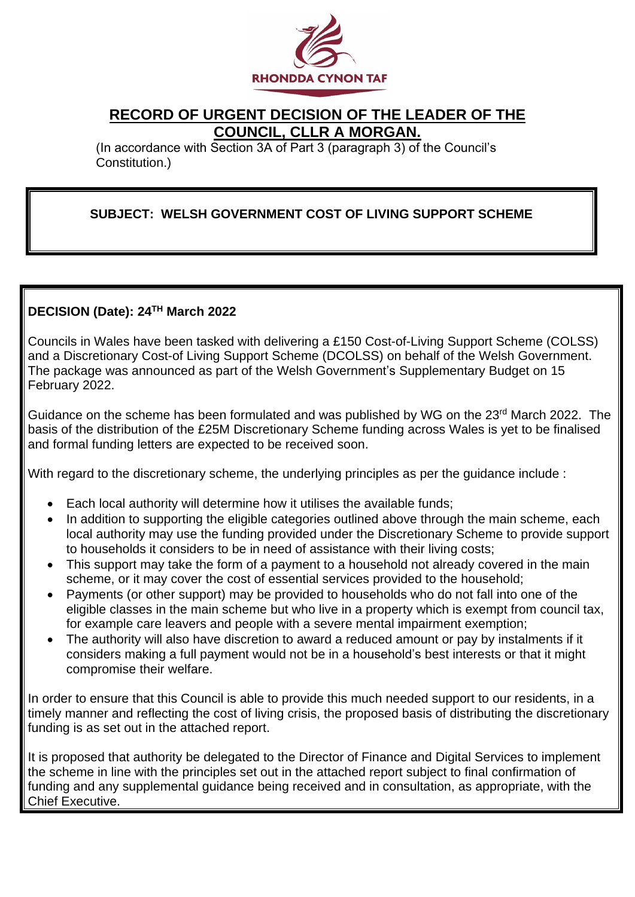RHONDDA CYNON TAF

# RECORD OF URGENT DECISION OF THE LEADER OF THE COUNCIL, CLLR A MORGAN.

(In accordance with Section 3A of Part 3 (paragraph 3) of the Council's Constitution.)

**SUBJECT: WELSH GOVERNMENT COST OF LIVING SUPPORT SCHEME**

**DECISION (Date): 24TH March 2022**

Councils in Wales have been tasked with delivering a £150 Cost-of-Living Support Scheme (COLSS) and a Discretionary Cost-of Living Support Scheme (DCOLSS) on behalf of the Welsh Government. The package was announced as part of the Welsh Government's Supplementary Budget on 15 February 2022.

Guidance on the scheme has been formulated and was published by WG on the 23rd March 2022. The basis of the distribution of the £25M Discretionary Scheme funding across Wales is yet to be finalised and formal funding letters are expected to be received soon.

With regard to the discretionary scheme, the underlying principles as per the guidance include :

- Each local authority will determine how it utilises the available funds;
- In addition to supporting the eligible categories outlined above through the main scheme, each local authority may use the funding provided under the Discretionary Scheme to provide support to households it considers to be in need of assistance with their living costs;
- This support may take the form of a payment to a household not already covered in the main scheme, or it may cover the cost of essential services provided to the household;
- Payments (or other support) may be provided to households who do not fall into one of the eligible classes in the main scheme but who live in a property which is exempt from council tax, for example care leavers and people with a severe mental impairment exemption;
- The authority will also have discretion to award a reduced amount or pay by instalments if it considers making a full payment would not be in a household's best interests or that it might compromise their welfare.

In order to ensure that this Council is able to provide this much needed support to our residents, in a timely manner and reflecting the cost of living crisis, the proposed basis of distributing the discretionary funding is as set out in the attached report.

It is proposed that authority be delegated to the Director of Finance and Digital Services to implement the scheme in line with the principles set out in the attached report subject to final confirmation of funding and any supplemental guidance being received and in consultation, as appropriate, with the Chief Executive.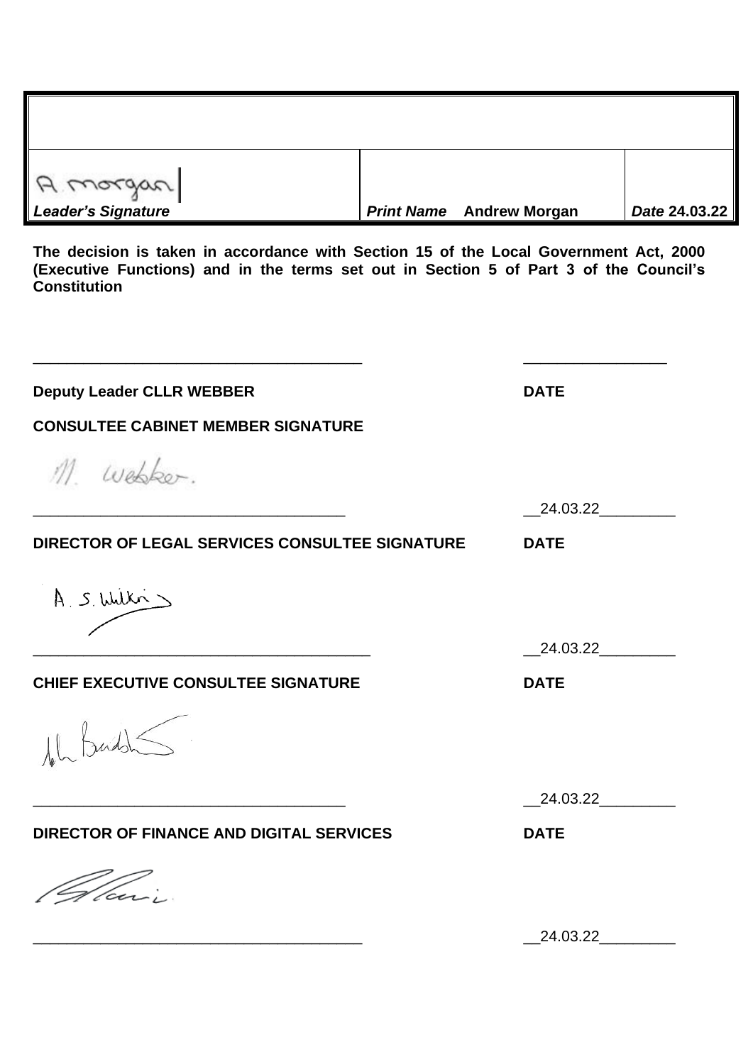| | | |
|---|---|---|
| A. Morgan<br>***Leader's Signature*** | ***Print Name*** **Andrew Morgan** | ***Date*** **24.03.22** |

**The decision is taken in accordance with Section 15 of the Local Government Act, 2000 (Executive Functions) and in the terms set out in Section 5 of Part 3 of the Council's Constitution**

\_\_\_\_\_\_\_\_\_\_\_\_\_\_\_\_\_\_\_\_\_\_\_\_\_\_\_\_\_\_\_\_\_\_\_\_\_\_\_\_ \_\_\_\_\_\_\_\_\_\_\_\_\_\_\_\_\_\_

**Deputy Leader CLLR WEBBER** **DATE**

**CONSULTEE CABINET MEMBER SIGNATURE**

M. Webber.

\_\_\_\_\_\_\_\_\_\_\_\_\_\_\_\_\_\_\_\_\_\_\_\_\_\_\_\_\_\_\_\_\_\_\_\_\_\_ \_\_24.03.22\_\_\_\_\_\_\_\_\_

**DIRECTOR OF LEGAL SERVICES CONSULTEE SIGNATURE** **DATE**

A. S. Wilkins

\_\_\_\_\_\_\_\_\_\_\_\_\_\_\_\_\_\_\_\_\_\_\_\_\_\_\_\_\_\_\_\_\_\_\_\_\_\_\_\_\_ \_\_24.03.22\_\_\_\_\_\_\_\_\_

**CHIEF EXECUTIVE CONSULTEE SIGNATURE** **DATE**

\_\_\_\_\_\_\_\_\_\_\_\_\_\_\_\_\_\_\_\_\_\_\_\_\_\_\_\_\_\_\_\_\_\_\_\_\_\_ \_\_24.03.22\_\_\_\_\_\_\_\_\_

**DIRECTOR OF FINANCE AND DIGITAL SERVICES** **DATE**

\_\_\_\_\_\_\_\_\_\_\_\_\_\_\_\_\_\_\_\_\_\_\_\_\_\_\_\_\_\_\_\_\_\_\_\_\_\_\_\_ \_\_24.03.22\_\_\_\_\_\_\_\_\_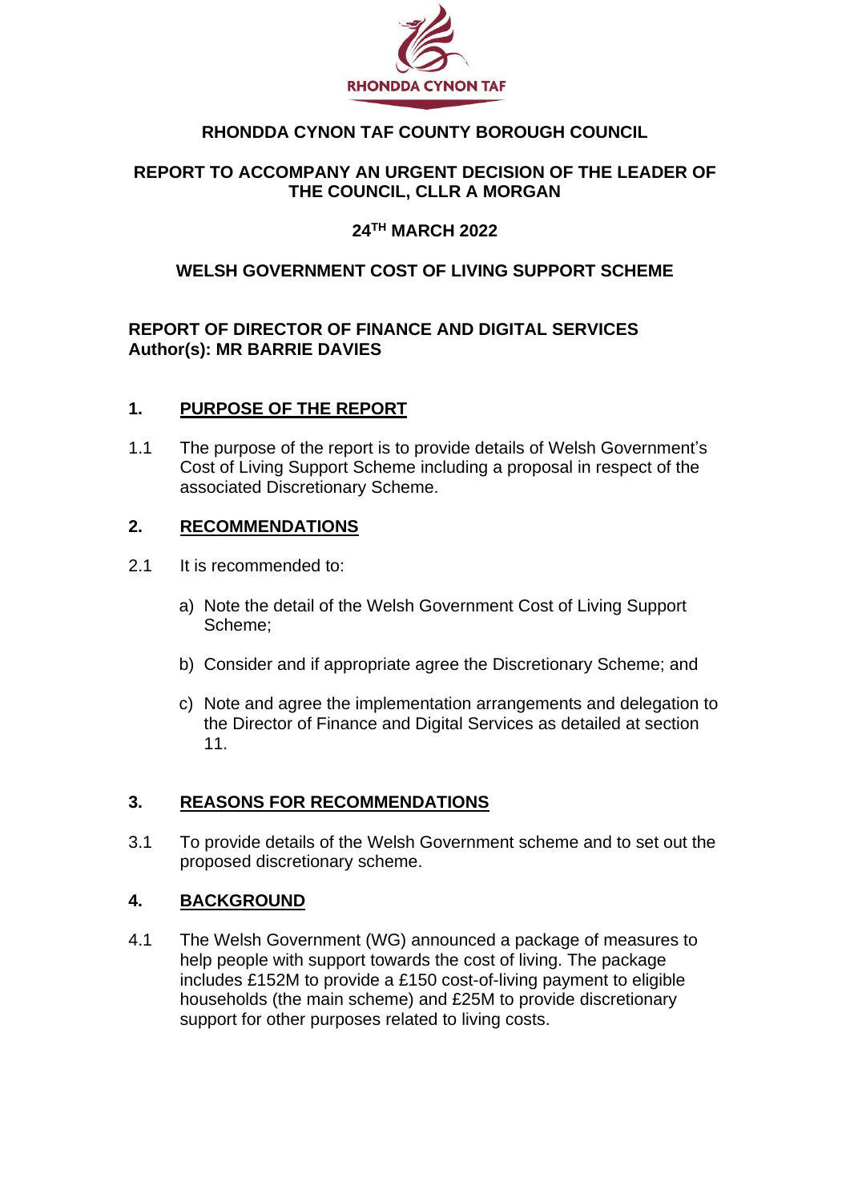**RHONDDA CYNON TAF COUNTY BOROUGH COUNCIL**

**REPORT TO ACCOMPANY AN URGENT DECISION OF THE LEADER OF THE COUNCIL, CLLR A MORGAN**

**24TH MARCH 2022**

**WELSH GOVERNMENT COST OF LIVING SUPPORT SCHEME**

**REPORT OF DIRECTOR OF FINANCE AND DIGITAL SERVICES**
**Author(s): MR BARRIE DAVIES**

## 1. PURPOSE OF THE REPORT

1.1 The purpose of the report is to provide details of Welsh Government's Cost of Living Support Scheme including a proposal in respect of the associated Discretionary Scheme.

## 2. RECOMMENDATIONS

2.1 It is recommended to:

a) Note the detail of the Welsh Government Cost of Living Support Scheme;

b) Consider and if appropriate agree the Discretionary Scheme; and

c) Note and agree the implementation arrangements and delegation to the Director of Finance and Digital Services as detailed at section 11.

## 3. REASONS FOR RECOMMENDATIONS

3.1 To provide details of the Welsh Government scheme and to set out the proposed discretionary scheme.

## 4. BACKGROUND

4.1 The Welsh Government (WG) announced a package of measures to help people with support towards the cost of living. The package includes £152M to provide a £150 cost-of-living payment to eligible households (the main scheme) and £25M to provide discretionary support for other purposes related to living costs.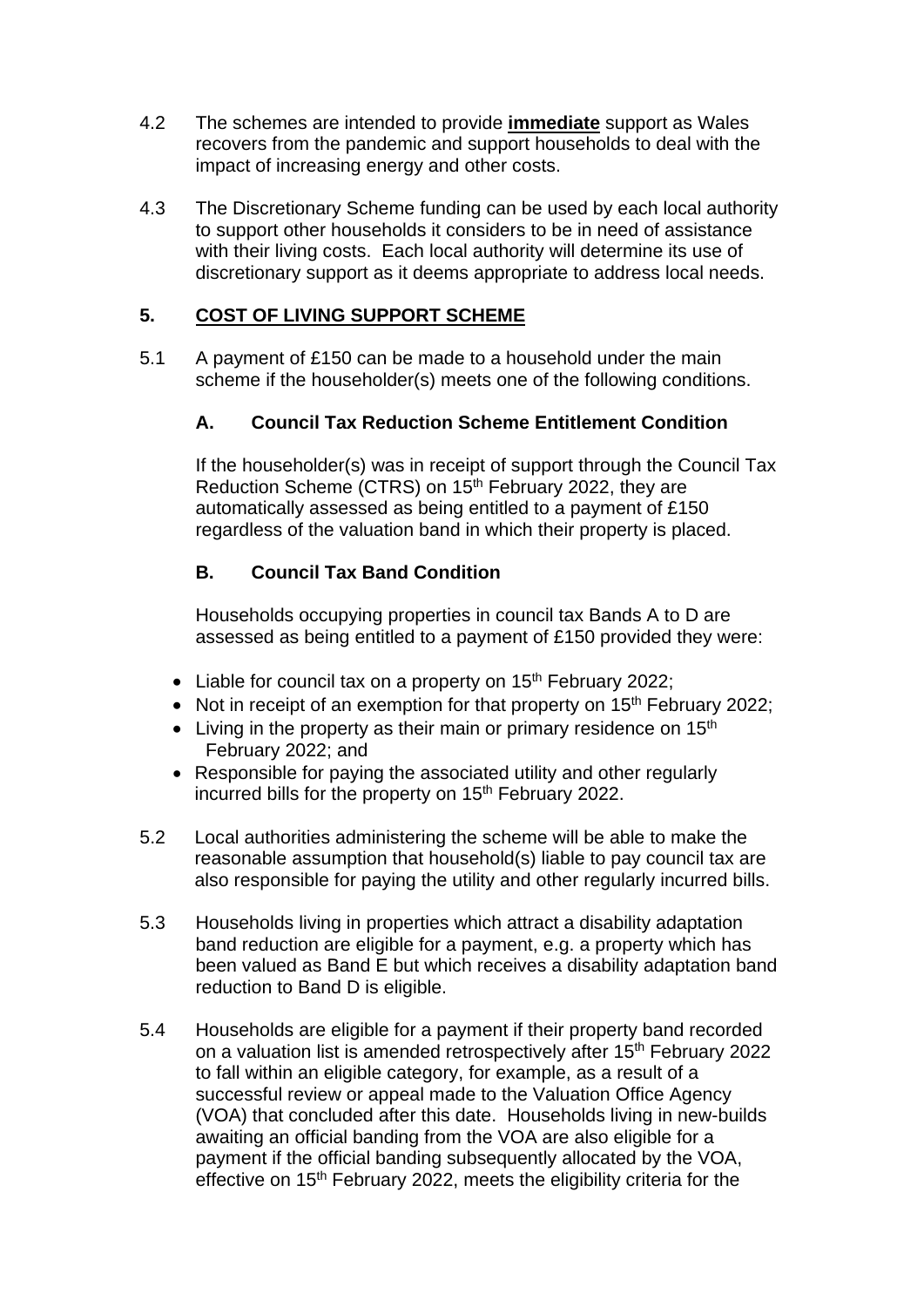4.2 The schemes are intended to provide **<u>immediate</u>** support as Wales recovers from the pandemic and support households to deal with the impact of increasing energy and other costs.

4.3 The Discretionary Scheme funding can be used by each local authority to support other households it considers to be in need of assistance with their living costs. Each local authority will determine its use of discretionary support as it deems appropriate to address local needs.

## 5. <u>COST OF LIVING SUPPORT SCHEME</u>

5.1 A payment of £150 can be made to a household under the main scheme if the householder(s) meets one of the following conditions.

### A. Council Tax Reduction Scheme Entitlement Condition

If the householder(s) was in receipt of support through the Council Tax Reduction Scheme (CTRS) on 15th February 2022, they are automatically assessed as being entitled to a payment of £150 regardless of the valuation band in which their property is placed.

### B. Council Tax Band Condition

Households occupying properties in council tax Bands A to D are assessed as being entitled to a payment of £150 provided they were:

- Liable for council tax on a property on 15th February 2022;
- Not in receipt of an exemption for that property on 15th February 2022;
- Living in the property as their main or primary residence on 15th February 2022; and
- Responsible for paying the associated utility and other regularly incurred bills for the property on 15th February 2022.

5.2 Local authorities administering the scheme will be able to make the reasonable assumption that household(s) liable to pay council tax are also responsible for paying the utility and other regularly incurred bills.

5.3 Households living in properties which attract a disability adaptation band reduction are eligible for a payment, e.g. a property which has been valued as Band E but which receives a disability adaptation band reduction to Band D is eligible.

5.4 Households are eligible for a payment if their property band recorded on a valuation list is amended retrospectively after 15th February 2022 to fall within an eligible category, for example, as a result of a successful review or appeal made to the Valuation Office Agency (VOA) that concluded after this date. Households living in new-builds awaiting an official banding from the VOA are also eligible for a payment if the official banding subsequently allocated by the VOA, effective on 15th February 2022, meets the eligibility criteria for the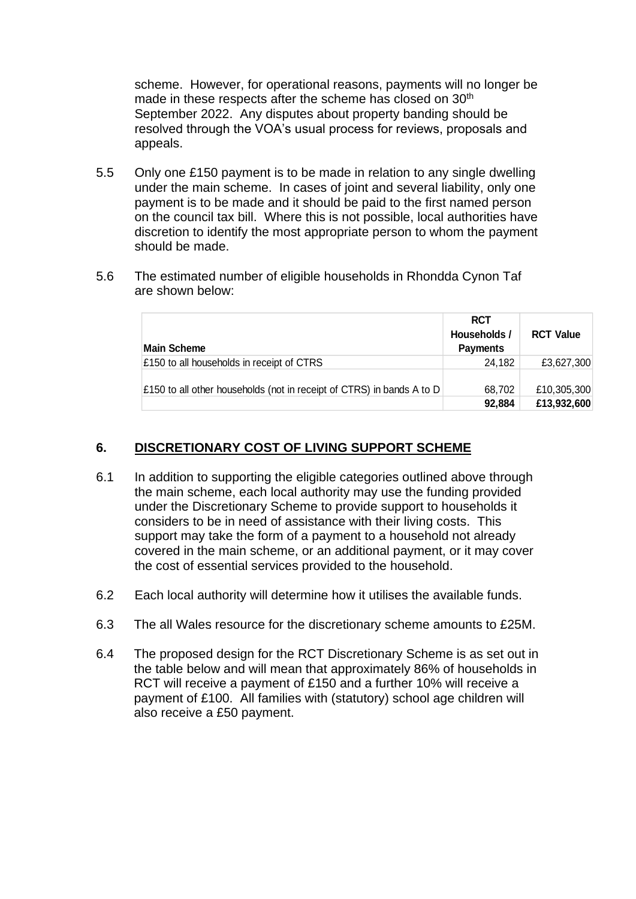scheme. However, for operational reasons, payments will no longer be made in these respects after the scheme has closed on 30th September 2022. Any disputes about property banding should be resolved through the VOA's usual process for reviews, proposals and appeals.

5.5 Only one £150 payment is to be made in relation to any single dwelling under the main scheme. In cases of joint and several liability, only one payment is to be made and it should be paid to the first named person on the council tax bill. Where this is not possible, local authorities have discretion to identify the most appropriate person to whom the payment should be made.

5.6 The estimated number of eligible households in Rhondda Cynon Taf are shown below:

| Main Scheme | RCT Households / Payments | RCT Value |
|---|---|---|
| £150 to all households in receipt of CTRS | 24,182 | £3,627,300 |
| £150 to all other households (not in receipt of CTRS) in bands A to D | 68,702 | £10,305,300 |
| | **92,884** | **£13,932,600** |

## 6. DISCRETIONARY COST OF LIVING SUPPORT SCHEME

6.1 In addition to supporting the eligible categories outlined above through the main scheme, each local authority may use the funding provided under the Discretionary Scheme to provide support to households it considers to be in need of assistance with their living costs. This support may take the form of a payment to a household not already covered in the main scheme, or an additional payment, or it may cover the cost of essential services provided to the household.

6.2 Each local authority will determine how it utilises the available funds.

6.3 The all Wales resource for the discretionary scheme amounts to £25M.

6.4 The proposed design for the RCT Discretionary Scheme is as set out in the table below and will mean that approximately 86% of households in RCT will receive a payment of £150 and a further 10% will receive a payment of £100. All families with (statutory) school age children will also receive a £50 payment.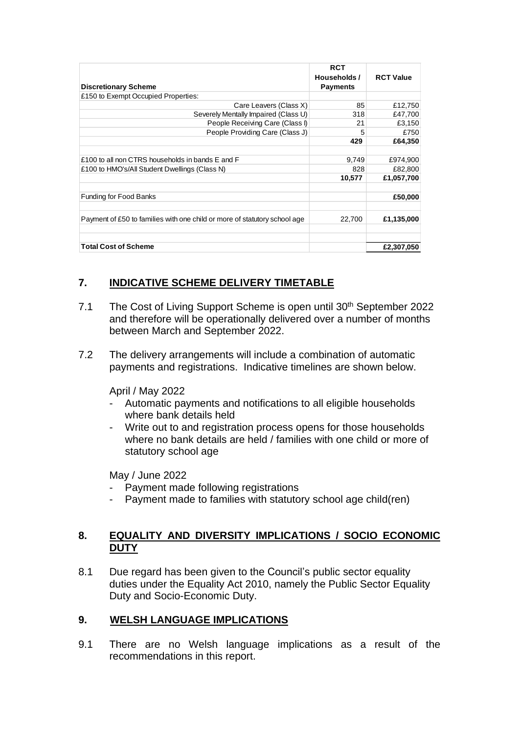| Discretionary Scheme | RCT Households / Payments | RCT Value |
|---|---|---|
| £150 to Exempt Occupied Properties: | | |
| Care Leavers (Class X) | 85 | £12,750 |
| Severely Mentally Impaired (Class U) | 318 | £47,700 |
| People Receiving Care (Class I) | 21 | £3,150 |
| People Providing Care (Class J) | 5 | £750 |
| | **429** | **£64,350** |
| | | |
| £100 to all non CTRS households in bands E and F | 9,749 | £974,900 |
| £100 to HMO's/All Student Dwellings (Class N) | 828 | £82,800 |
| | **10,577** | **£1,057,700** |
| | | |
| Funding for Food Banks | | **£50,000** |
| | | |
| Payment of £50 to families with one child or more of statutory school age | 22,700 | **£1,135,000** |
| | | |
| **Total Cost of Scheme** | | **£2,307,050** |

## 7. INDICATIVE SCHEME DELIVERY TIMETABLE

7.1 The Cost of Living Support Scheme is open until 30th September 2022 and therefore will be operationally delivered over a number of months between March and September 2022.

7.2 The delivery arrangements will include a combination of automatic payments and registrations. Indicative timelines are shown below.

April / May 2022

- Automatic payments and notifications to all eligible households where bank details held
- Write out to and registration process opens for those households where no bank details are held / families with one child or more of statutory school age

May / June 2022

- Payment made following registrations
- Payment made to families with statutory school age child(ren)

## 8. EQUALITY AND DIVERSITY IMPLICATIONS / SOCIO ECONOMIC DUTY

8.1 Due regard has been given to the Council's public sector equality duties under the Equality Act 2010, namely the Public Sector Equality Duty and Socio-Economic Duty.

## 9. WELSH LANGUAGE IMPLICATIONS

9.1 There are no Welsh language implications as a result of the recommendations in this report.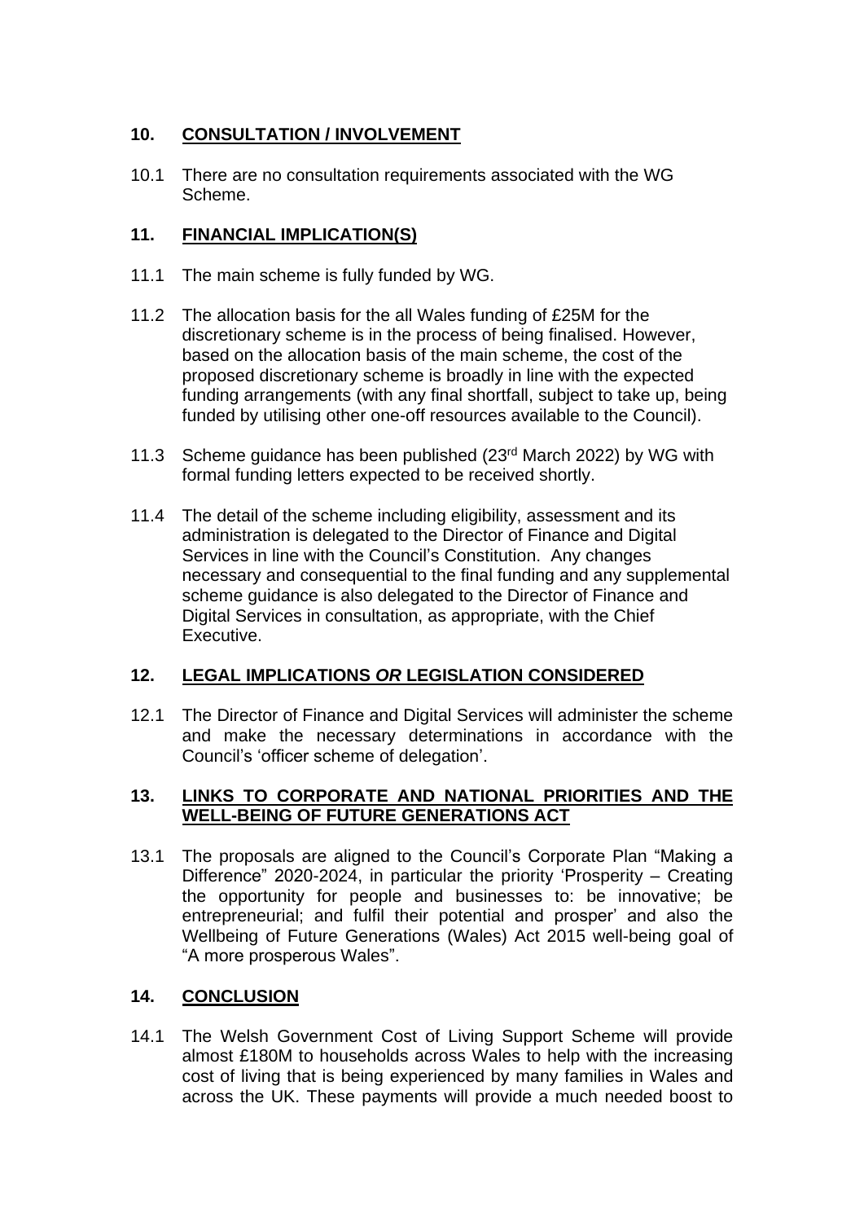## 10. CONSULTATION / INVOLVEMENT

10.1 There are no consultation requirements associated with the WG Scheme.

## 11. FINANCIAL IMPLICATION(S)

11.1 The main scheme is fully funded by WG.

11.2 The allocation basis for the all Wales funding of £25M for the discretionary scheme is in the process of being finalised. However, based on the allocation basis of the main scheme, the cost of the proposed discretionary scheme is broadly in line with the expected funding arrangements (with any final shortfall, subject to take up, being funded by utilising other one-off resources available to the Council).

11.3 Scheme guidance has been published (23rd March 2022) by WG with formal funding letters expected to be received shortly.

11.4 The detail of the scheme including eligibility, assessment and its administration is delegated to the Director of Finance and Digital Services in line with the Council's Constitution. Any changes necessary and consequential to the final funding and any supplemental scheme guidance is also delegated to the Director of Finance and Digital Services in consultation, as appropriate, with the Chief Executive.

## 12. LEGAL IMPLICATIONS *OR* LEGISLATION CONSIDERED

12.1 The Director of Finance and Digital Services will administer the scheme and make the necessary determinations in accordance with the Council's 'officer scheme of delegation'.

## 13. LINKS TO CORPORATE AND NATIONAL PRIORITIES AND THE WELL-BEING OF FUTURE GENERATIONS ACT

13.1 The proposals are aligned to the Council's Corporate Plan "Making a Difference" 2020-2024, in particular the priority 'Prosperity – Creating the opportunity for people and businesses to: be innovative; be entrepreneurial; and fulfil their potential and prosper' and also the Wellbeing of Future Generations (Wales) Act 2015 well-being goal of "A more prosperous Wales".

## 14. CONCLUSION

14.1 The Welsh Government Cost of Living Support Scheme will provide almost £180M to households across Wales to help with the increasing cost of living that is being experienced by many families in Wales and across the UK. These payments will provide a much needed boost to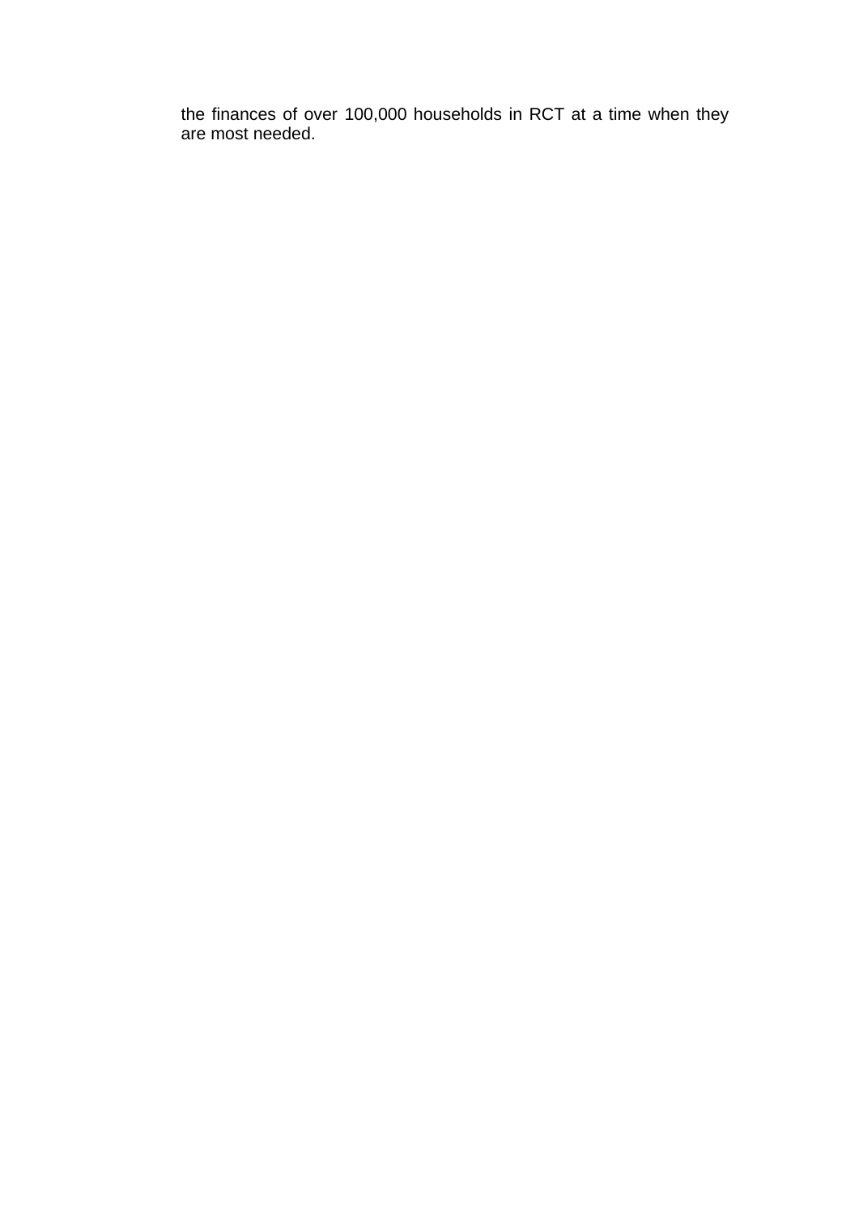the finances of over 100,000 households in RCT at a time when they are most needed.